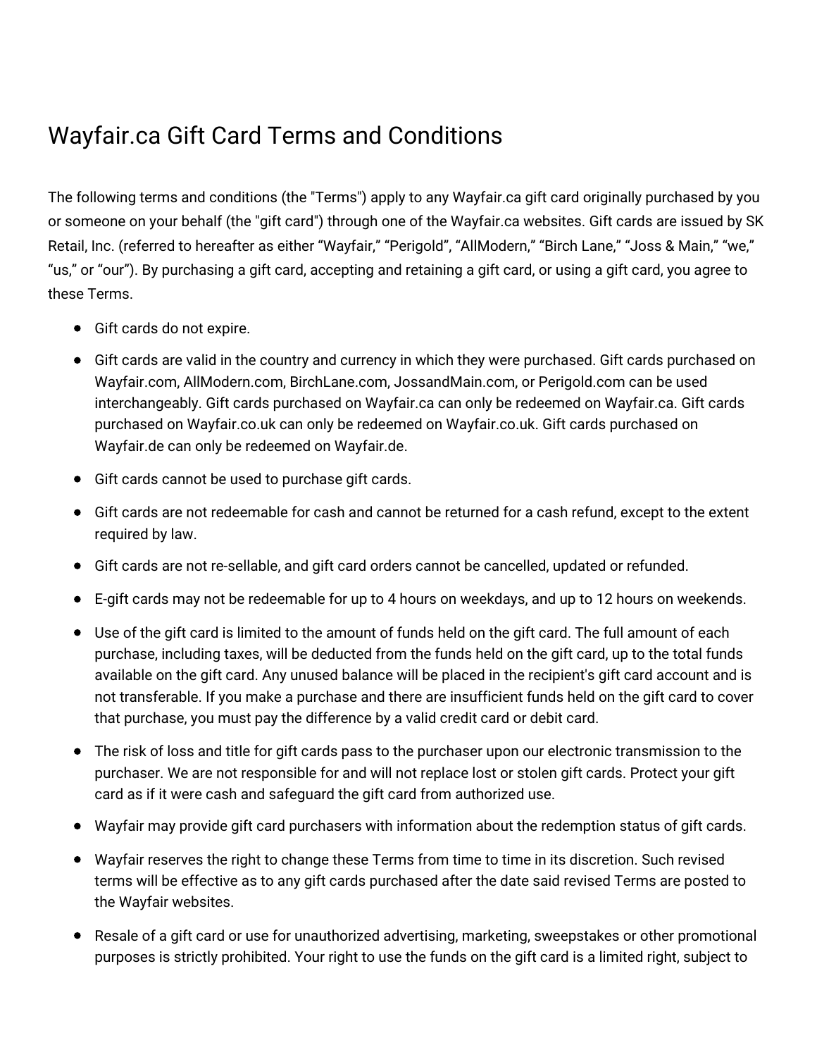# Wayfair.ca Gift Card Terms and Conditions

The following terms and conditions (the "Terms") apply to any Wayfair.ca gift card originally purchased by you or someone on your behalf (the "gift card") through one of the Wayfair.ca websites. Gift cards are issued by SK Retail, Inc. (referred to hereafter as either “Wayfair,” “Perigold”, “AllModern,” “Birch Lane,” “Joss & Main,” “we,” “us,” or “our”). By purchasing a gift card, accepting and retaining a gift card, or using a gift card, you agree to these Terms.

- Gift cards do not expire.
- Gift cards are valid in the country and currency in which they were purchased. Gift cards purchased on Wayfair.com, AllModern.com, BirchLane.com, JossandMain.com, or Perigold.com can be used interchangeably. Gift cards purchased on Wayfair.ca can only be redeemed on Wayfair.ca. Gift cards purchased on Wayfair.co.uk can only be redeemed on Wayfair.co.uk. Gift cards purchased on Wayfair.de can only be redeemed on Wayfair.de.
- Gift cards cannot be used to purchase gift cards.
- Gift cards are not redeemable for cash and cannot be returned for a cash refund, except to the extent required by law.
- Gift cards are not re-sellable, and gift card orders cannot be cancelled, updated or refunded.
- E-gift cards may not be redeemable for up to 4 hours on weekdays, and up to 12 hours on weekends.
- Use of the gift card is limited to the amount of funds held on the gift card. The full amount of each purchase, including taxes, will be deducted from the funds held on the gift card, up to the total funds available on the gift card. Any unused balance will be placed in the recipient's gift card account and is not transferable. If you make a purchase and there are insufficient funds held on the gift card to cover that purchase, you must pay the difference by a valid credit card or debit card.
- The risk of loss and title for gift cards pass to the purchaser upon our electronic transmission to the purchaser. We are not responsible for and will not replace lost or stolen gift cards. Protect your gift card as if it were cash and safeguard the gift card from authorized use.
- Wayfair may provide gift card purchasers with information about the redemption status of gift cards.
- Wayfair reserves the right to change these Terms from time to time in its discretion. Such revised terms will be effective as to any gift cards purchased after the date said revised Terms are posted to the Wayfair websites.
- Resale of a gift card or use for unauthorized advertising, marketing, sweepstakes or other promotional purposes is strictly prohibited. Your right to use the funds on the gift card is a limited right, subject to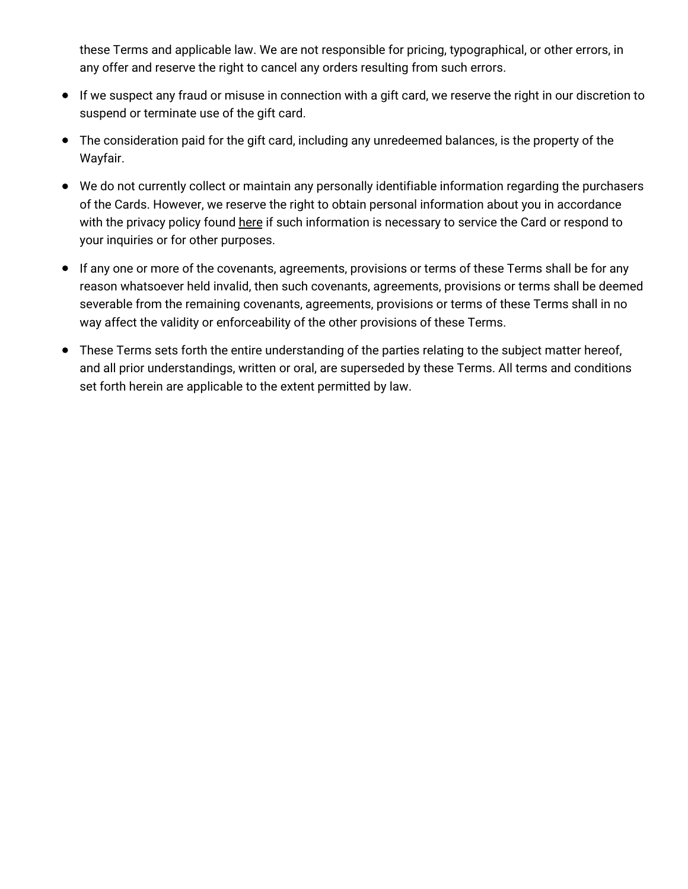these Terms and applicable law. We are not responsible for pricing, typographical, or other errors, in any offer and reserve the right to cancel any orders resulting from such errors.

- If we suspect any fraud or misuse in connection with a gift card, we reserve the right in our discretion to suspend or terminate use of the gift card.
- The consideration paid for the gift card, including any unredeemed balances, is the property of the Wayfair.
- We do not currently collect or maintain any personally identifiable information regarding the purchasers of the Cards. However, we reserve the right to obtain personal information about you in accordance with the privacy policy found here if such information is necessary to service the Card or respond to your inquiries or for other purposes.
- If any one or more of the covenants, agreements, provisions or terms of these Terms shall be for any reason whatsoever held invalid, then such covenants, agreements, provisions or terms shall be deemed severable from the remaining covenants, agreements, provisions or terms of these Terms shall in no way affect the validity or enforceability of the other provisions of these Terms.
- These Terms sets forth the entire understanding of the parties relating to the subject matter hereof, and all prior understandings, written or oral, are superseded by these Terms. All terms and conditions set forth herein are applicable to the extent permitted by law.